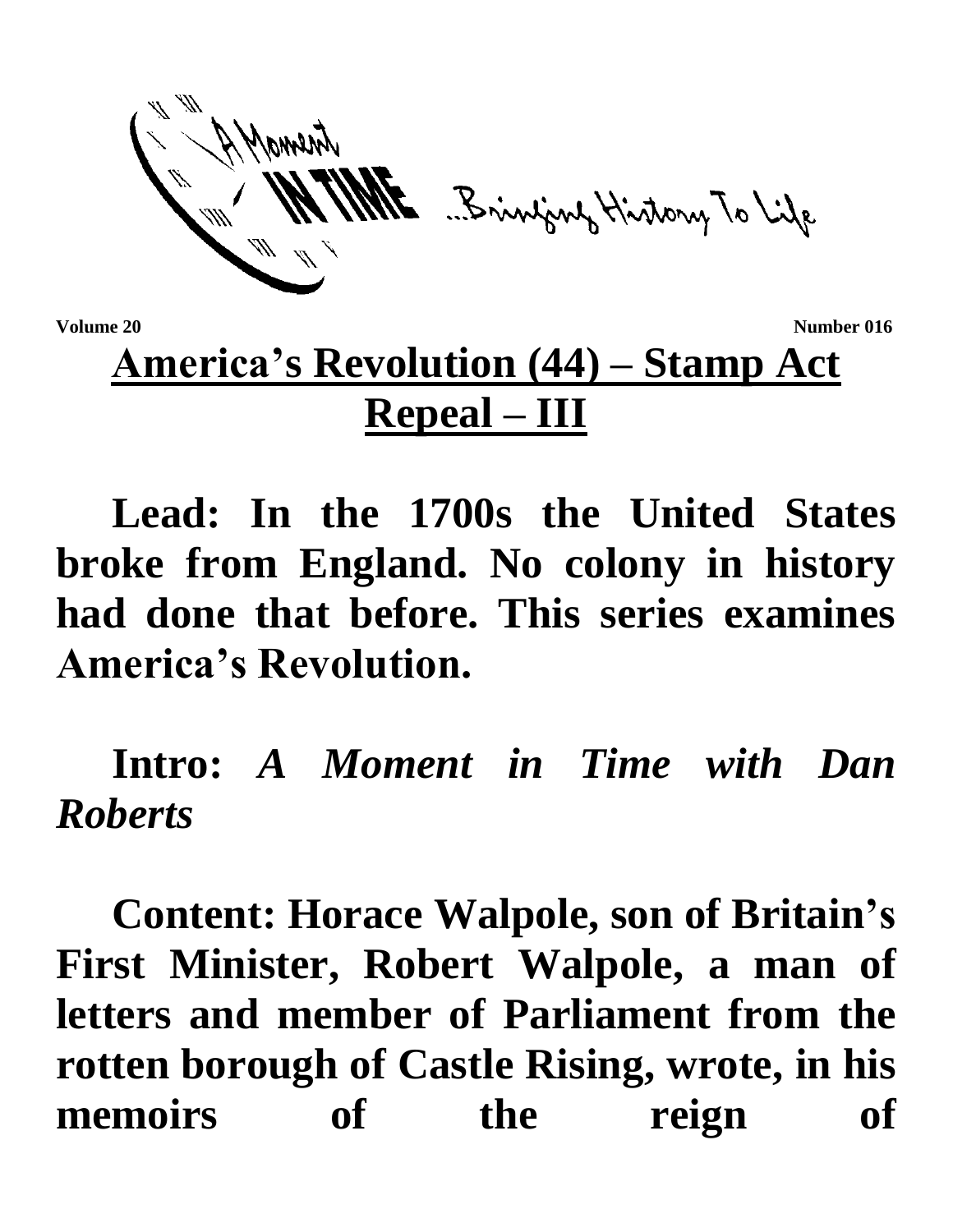A Moment IN TIME ...Bringing History To Life

**Volume 20** **Number 016**

# America's Revolution (44) – Stamp Act Repeal – III

**Lead: In the 1700s the United States broke from England. No colony in history had done that before. This series examines America's Revolution.**

**Intro:** ***A Moment in Time with Dan Roberts***

**Content: Horace Walpole, son of Britain's First Minister, Robert Walpole, a man of letters and member of Parliament from the rotten borough of Castle Rising, wrote, in his memoirs of the reign of**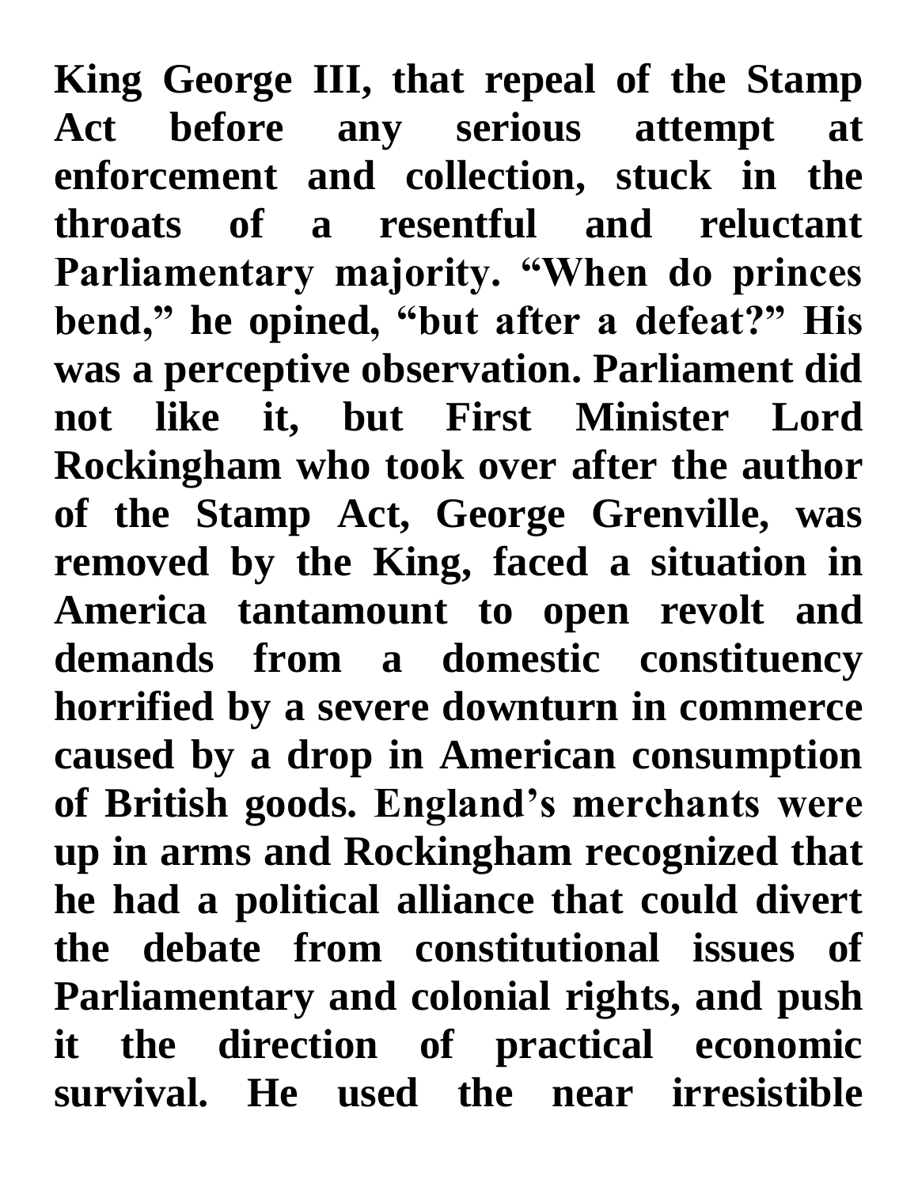**King George III, that repeal of the Stamp Act before any serious attempt at enforcement and collection, stuck in the throats of a resentful and reluctant Parliamentary majority. "When do princes bend," he opined, "but after a defeat?" His was a perceptive observation. Parliament did not like it, but First Minister Lord Rockingham who took over after the author of the Stamp Act, George Grenville, was removed by the King, faced a situation in America tantamount to open revolt and demands from a domestic constituency horrified by a severe downturn in commerce caused by a drop in American consumption of British goods. England's merchants were up in arms and Rockingham recognized that he had a political alliance that could divert the debate from constitutional issues of Parliamentary and colonial rights, and push it the direction of practical economic survival. He used the near irresistible**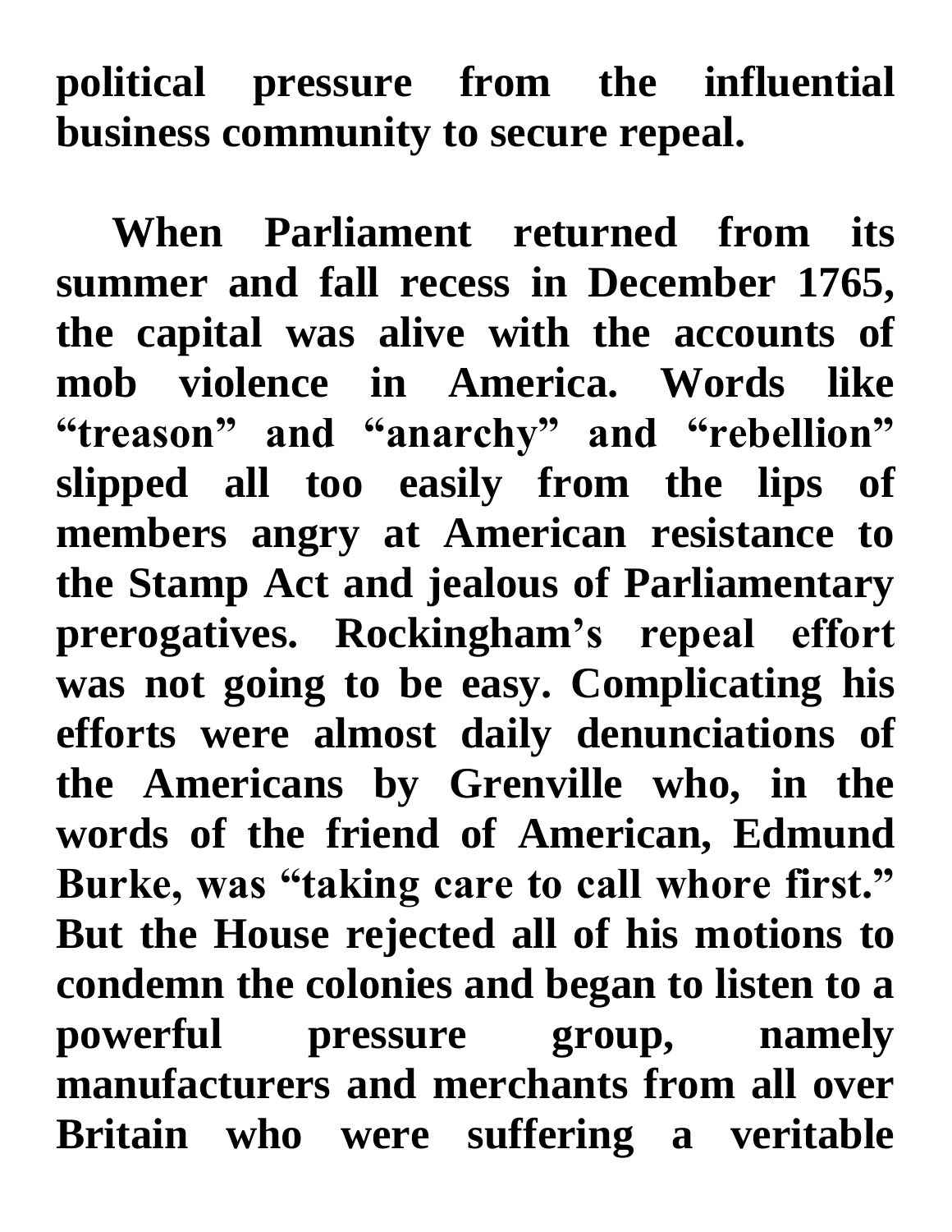political pressure from the influential business community to secure repeal.

When Parliament returned from its summer and fall recess in December 1765, the capital was alive with the accounts of mob violence in America. Words like "treason" and "anarchy" and "rebellion" slipped all too easily from the lips of members angry at American resistance to the Stamp Act and jealous of Parliamentary prerogatives. Rockingham's repeal effort was not going to be easy. Complicating his efforts were almost daily denunciations of the Americans by Grenville who, in the words of the friend of American, Edmund Burke, was "taking care to call whore first." But the House rejected all of his motions to condemn the colonies and began to listen to a powerful pressure group, namely manufacturers and merchants from all over Britain who were suffering a veritable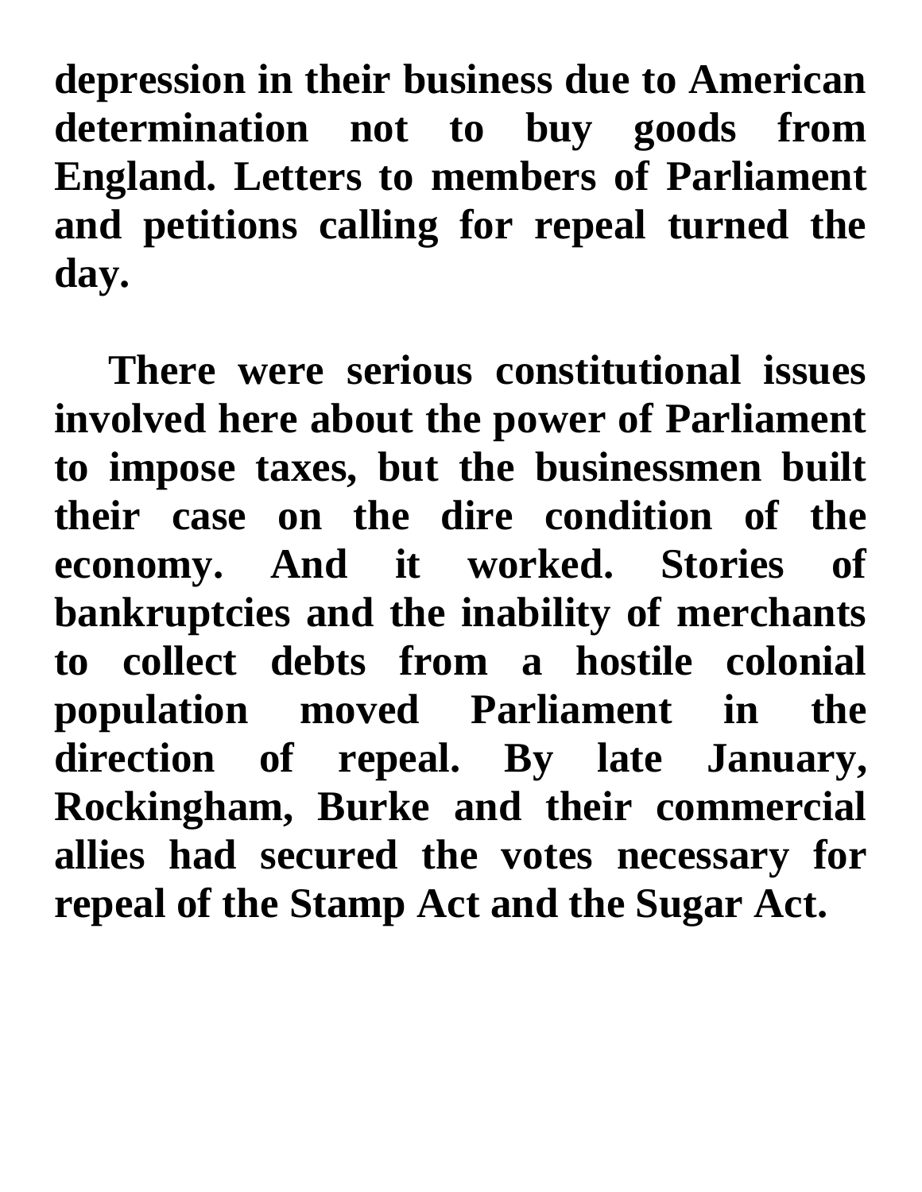**depression in their business due to American determination not to buy goods from England. Letters to members of Parliament and petitions calling for repeal turned the day.**

**There were serious constitutional issues involved here about the power of Parliament to impose taxes, but the businessmen built their case on the dire condition of the economy. And it worked. Stories of bankruptcies and the inability of merchants to collect debts from a hostile colonial population moved Parliament in the direction of repeal. By late January, Rockingham, Burke and their commercial allies had secured the votes necessary for repeal of the Stamp Act and the Sugar Act.**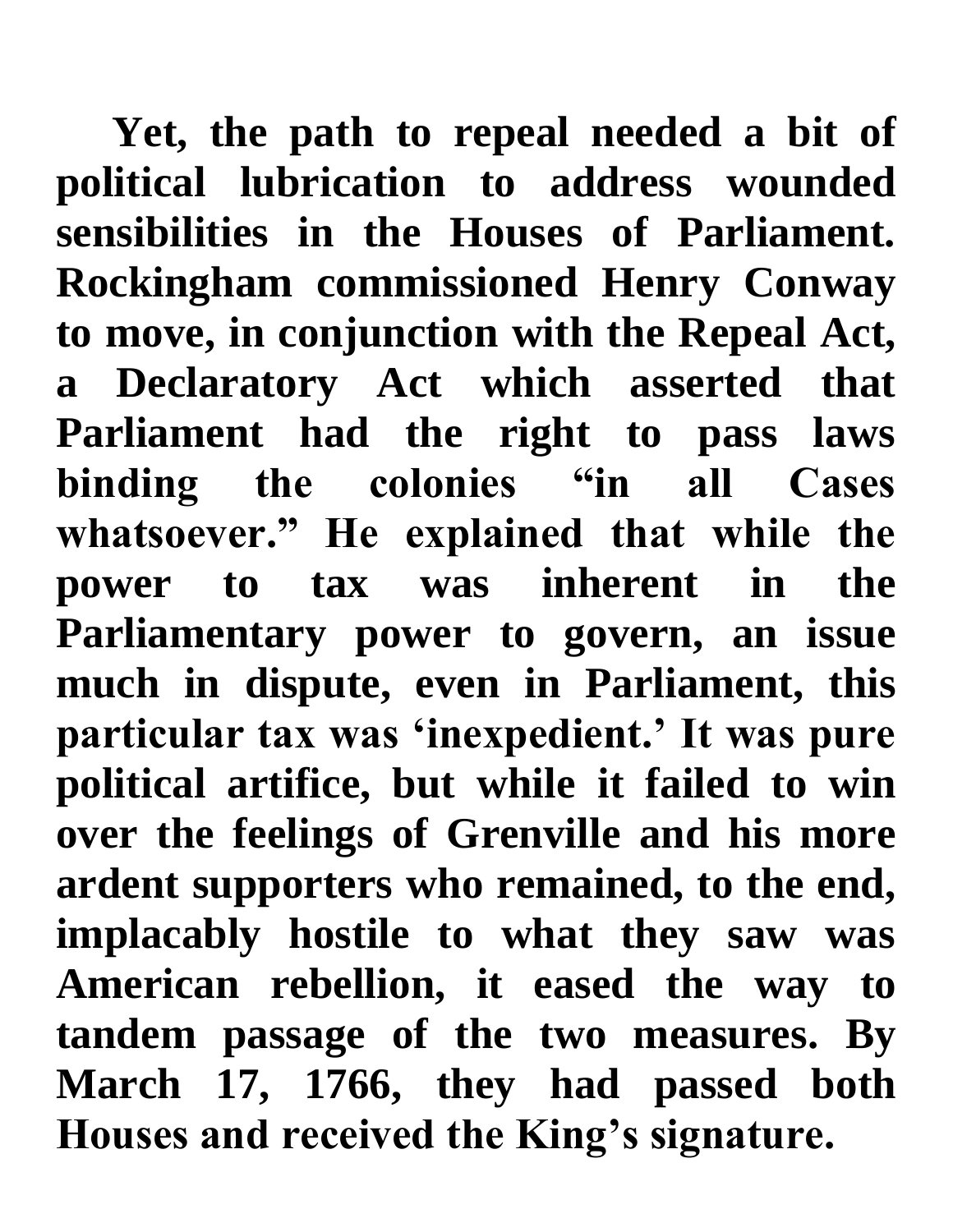Yet, the path to repeal needed a bit of political lubrication to address wounded sensibilities in the Houses of Parliament. Rockingham commissioned Henry Conway to move, in conjunction with the Repeal Act, a Declaratory Act which asserted that Parliament had the right to pass laws binding the colonies "in all Cases whatsoever." He explained that while the power to tax was inherent in the Parliamentary power to govern, an issue much in dispute, even in Parliament, this particular tax was 'inexpedient.' It was pure political artifice, but while it failed to win over the feelings of Grenville and his more ardent supporters who remained, to the end, implacably hostile to what they saw was American rebellion, it eased the way to tandem passage of the two measures. By March 17, 1766, they had passed both Houses and received the King's signature.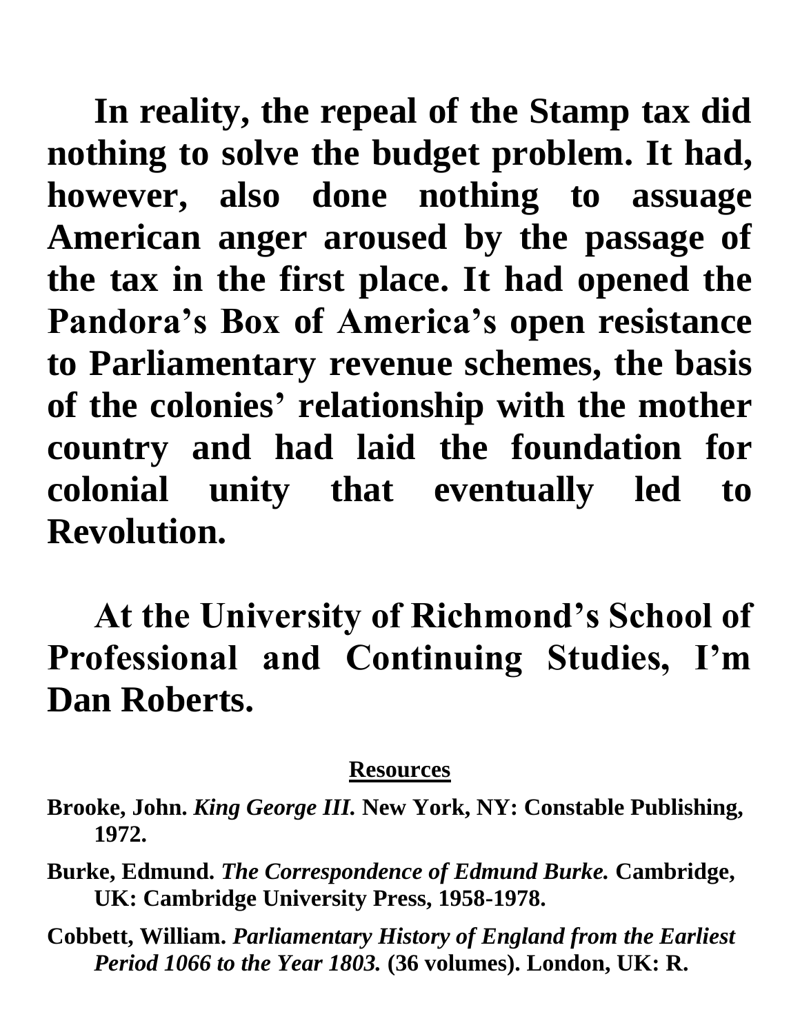**In reality, the repeal of the Stamp tax did nothing to solve the budget problem. It had, however, also done nothing to assuage American anger aroused by the passage of the tax in the first place. It had opened the Pandora's Box of America's open resistance to Parliamentary revenue schemes, the basis of the colonies' relationship with the mother country and had laid the foundation for colonial unity that eventually led to Revolution.**

**At the University of Richmond's School of Professional and Continuing Studies, I'm Dan Roberts.**

## Resources

**Brooke, John. *King George III.* New York, NY: Constable Publishing, 1972.**

**Burke, Edmund. *The Correspondence of Edmund Burke.* Cambridge, UK: Cambridge University Press, 1958-1978.**

**Cobbett, William. *Parliamentary History of England from the Earliest Period 1066 to the Year 1803.* (36 volumes). London, UK: R.**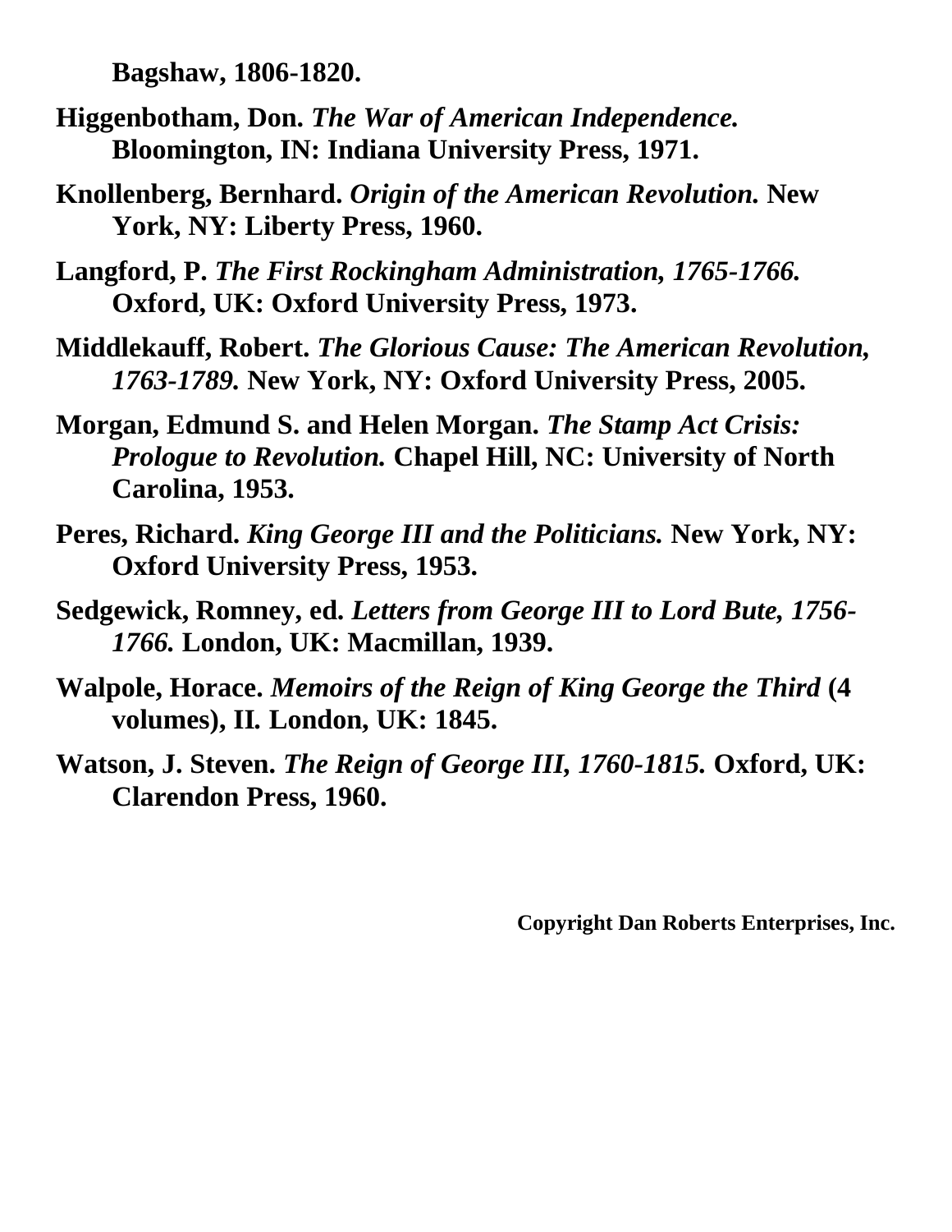Bagshaw, 1806-1820.

Higgenbotham, Don. *The War of American Independence.* Bloomington, IN: Indiana University Press, 1971.

Knollenberg, Bernhard. *Origin of the American Revolution.* New York, NY: Liberty Press, 1960.

Langford, P. *The First Rockingham Administration, 1765-1766.* Oxford, UK: Oxford University Press, 1973.

Middlekauff, Robert. *The Glorious Cause: The American Revolution, 1763-1789.* New York, NY: Oxford University Press, 2005.

Morgan, Edmund S. and Helen Morgan. *The Stamp Act Crisis: Prologue to Revolution.* Chapel Hill, NC: University of North Carolina, 1953.

Peres, Richard. *King George III and the Politicians.* New York, NY: Oxford University Press, 1953.

Sedgewick, Romney, ed. *Letters from George III to Lord Bute, 1756-1766.* London, UK: Macmillan, 1939.

Walpole, Horace. *Memoirs of the Reign of King George the Third* (4 volumes), II. London, UK: 1845.

Watson, J. Steven. *The Reign of George III, 1760-1815.* Oxford, UK: Clarendon Press, 1960.

Copyright Dan Roberts Enterprises, Inc.